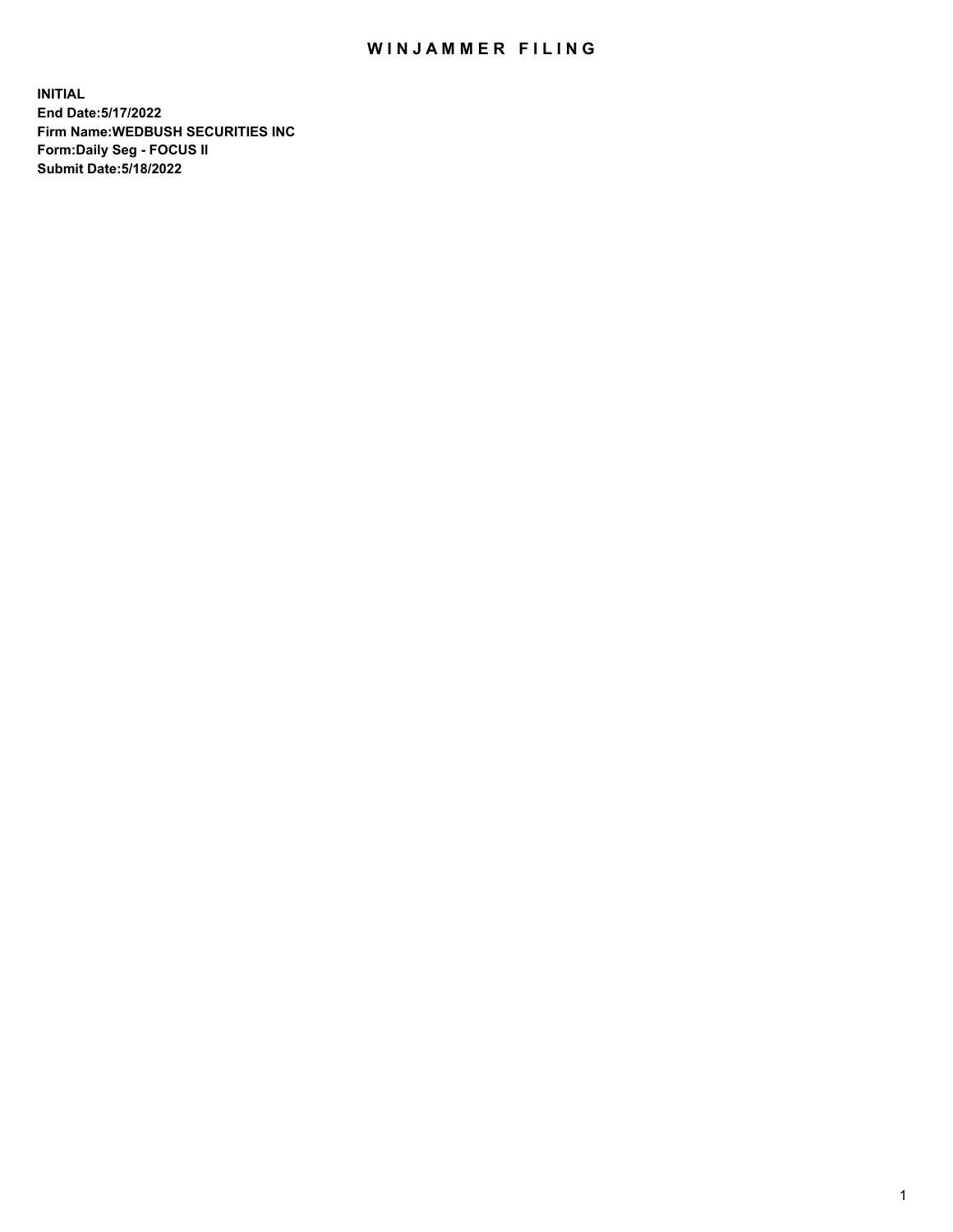# WINJAMMER FILING

**INITIAL**
**End Date:5/17/2022**
**Firm Name:WEDBUSH SECURITIES INC**
**Form:Daily Seg - FOCUS II**
**Submit Date:5/18/2022**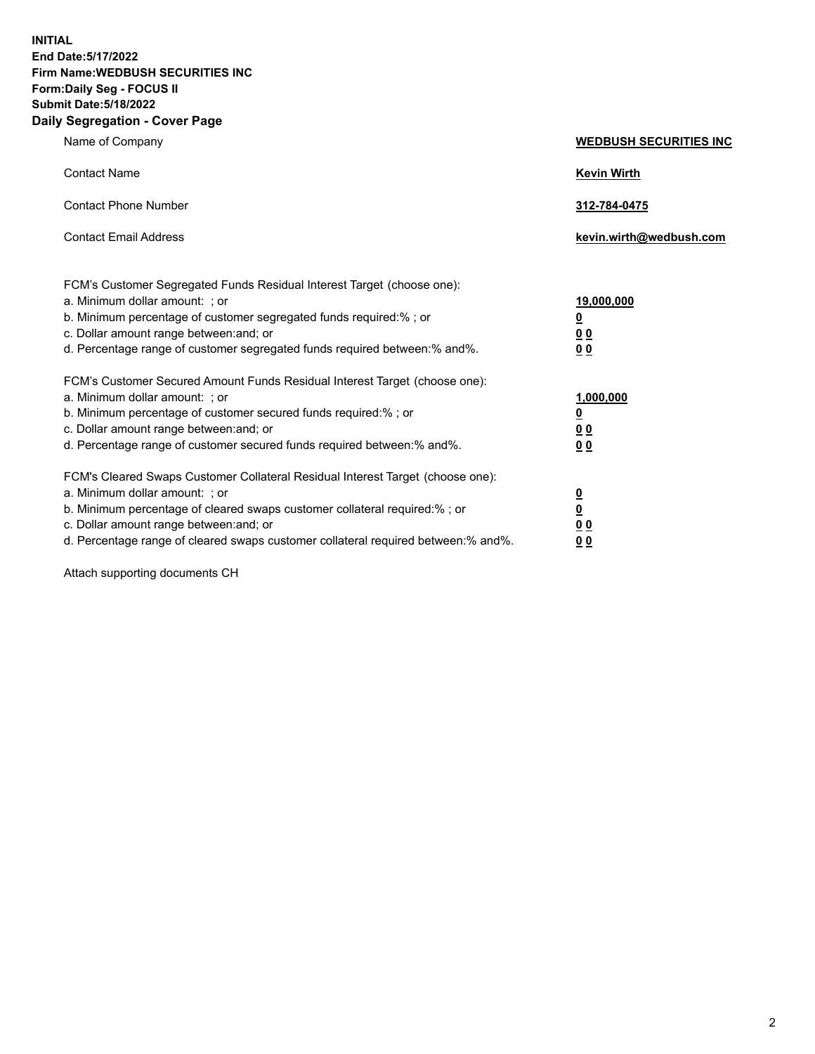**INITIAL**
**End Date:5/17/2022**
**Firm Name:WEDBUSH SECURITIES INC**
**Form:Daily Seg - FOCUS II**
**Submit Date:5/18/2022**

## Daily Segregation - Cover Page

| | |
|---|---|
| Name of Company | **WEDBUSH SECURITIES INC** |
| Contact Name | **Kevin Wirth** |
| Contact Phone Number | **312-784-0475** |
| Contact Email Address | **kevin.wirth@wedbush.com** |

FCM's Customer Segregated Funds Residual Interest Target (choose one):

| | |
|---|---|
| a. Minimum dollar amount: ; or | **19,000,000** |
| b. Minimum percentage of customer segregated funds required:% ; or | **0** |
| c. Dollar amount range between:and; or | **0 0** |
| d. Percentage range of customer segregated funds required between:% and%. | **0 0** |

FCM's Customer Secured Amount Funds Residual Interest Target (choose one):

| | |
|---|---|
| a. Minimum dollar amount: ; or | **1,000,000** |
| b. Minimum percentage of customer secured funds required:% ; or | **0** |
| c. Dollar amount range between:and; or | **0 0** |
| d. Percentage range of customer secured funds required between:% and%. | **0 0** |

FCM's Cleared Swaps Customer Collateral Residual Interest Target (choose one):

| | |
|---|---|
| a. Minimum dollar amount: ; or | **0** |
| b. Minimum percentage of cleared swaps customer collateral required:% ; or | **0** |
| c. Dollar amount range between:and; or | **0 0** |
| d. Percentage range of cleared swaps customer collateral required between:% and%. | **0 0** |

Attach supporting documents CH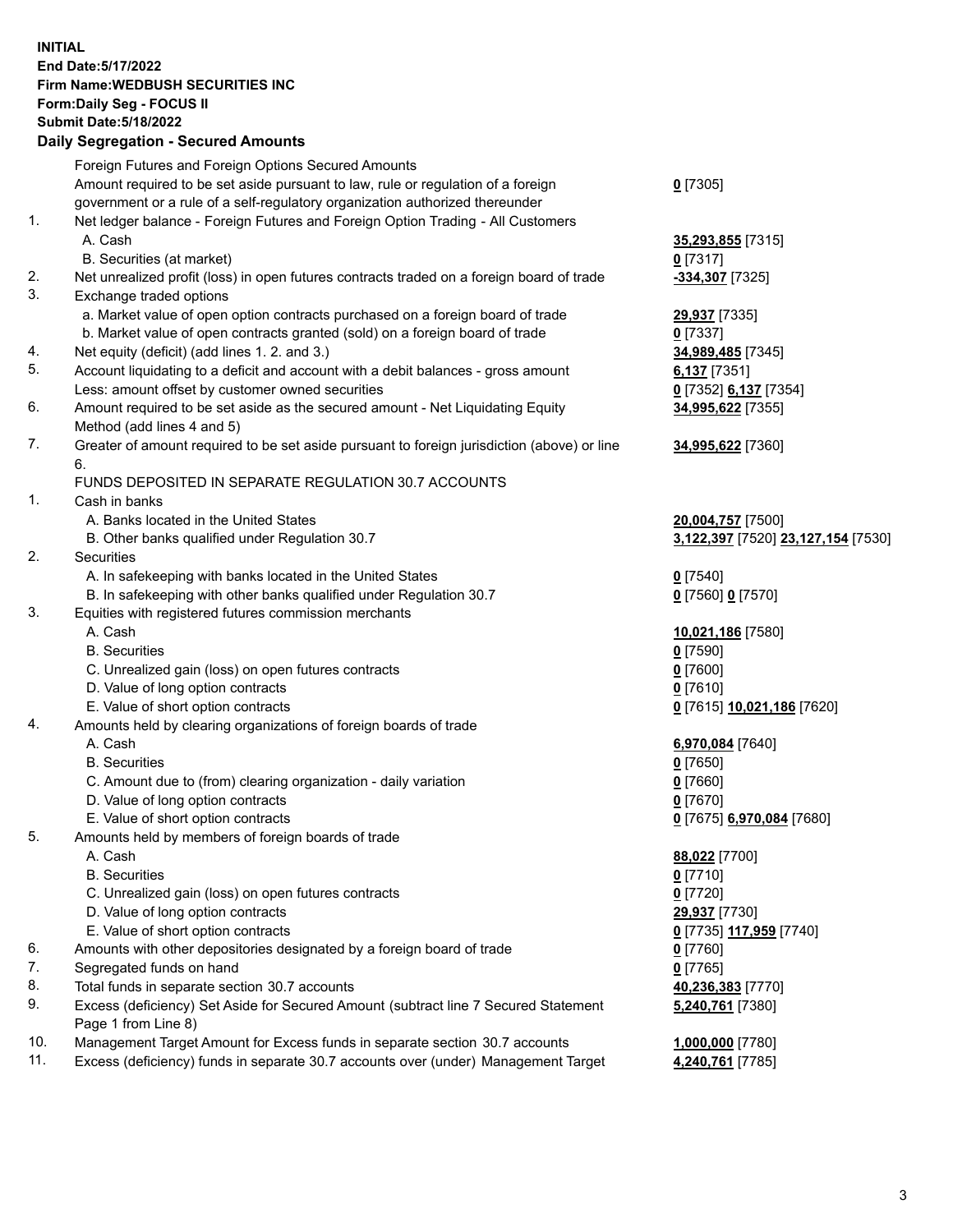**INITIAL**
**End Date:5/17/2022**
**Firm Name:WEDBUSH SECURITIES INC**
**Form:Daily Seg - FOCUS II**
**Submit Date:5/18/2022**

**Daily Segregation - Secured Amounts**

| | | |
|---|---|---|
| | Foreign Futures and Foreign Options Secured Amounts | |
| | Amount required to be set aside pursuant to law, rule or regulation of a foreign government or a rule of a self-regulatory organization authorized thereunder | **0** [7305] |
| 1. | Net ledger balance - Foreign Futures and Foreign Option Trading - All Customers | |
| | A. Cash | **35,293,855** [7315] |
| | B. Securities (at market) | **0** [7317] |
| 2. | Net unrealized profit (loss) in open futures contracts traded on a foreign board of trade | **-334,307** [7325] |
| 3. | Exchange traded options | |
| | a. Market value of open option contracts purchased on a foreign board of trade | **29,937** [7335] |
| | b. Market value of open contracts granted (sold) on a foreign board of trade | **0** [7337] |
| 4. | Net equity (deficit) (add lines 1. 2. and 3.) | **34,989,485** [7345] |
| 5. | Account liquidating to a deficit and account with a debit balances - gross amount | **6,137** [7351] |
| | Less: amount offset by customer owned securities | **0** [7352] **6,137** [7354] |
| 6. | Amount required to be set aside as the secured amount - Net Liquidating Equity Method (add lines 4 and 5) | **34,995,622** [7355] |
| 7. | Greater of amount required to be set aside pursuant to foreign jurisdiction (above) or line 6. | **34,995,622** [7360] |
| | FUNDS DEPOSITED IN SEPARATE REGULATION 30.7 ACCOUNTS | |
| 1. | Cash in banks | |
| | A. Banks located in the United States | **20,004,757** [7500] |
| | B. Other banks qualified under Regulation 30.7 | **3,122,397** [7520] **23,127,154** [7530] |
| 2. | Securities | |
| | A. In safekeeping with banks located in the United States | **0** [7540] |
| | B. In safekeeping with other banks qualified under Regulation 30.7 | **0** [7560] **0** [7570] |
| 3. | Equities with registered futures commission merchants | |
| | A. Cash | **10,021,186** [7580] |
| | B. Securities | **0** [7590] |
| | C. Unrealized gain (loss) on open futures contracts | **0** [7600] |
| | D. Value of long option contracts | **0** [7610] |
| | E. Value of short option contracts | **0** [7615] **10,021,186** [7620] |
| 4. | Amounts held by clearing organizations of foreign boards of trade | |
| | A. Cash | **6,970,084** [7640] |
| | B. Securities | **0** [7650] |
| | C. Amount due to (from) clearing organization - daily variation | **0** [7660] |
| | D. Value of long option contracts | **0** [7670] |
| | E. Value of short option contracts | **0** [7675] **6,970,084** [7680] |
| 5. | Amounts held by members of foreign boards of trade | |
| | A. Cash | **88,022** [7700] |
| | B. Securities | **0** [7710] |
| | C. Unrealized gain (loss) on open futures contracts | **0** [7720] |
| | D. Value of long option contracts | **29,937** [7730] |
| | E. Value of short option contracts | **0** [7735] **117,959** [7740] |
| 6. | Amounts with other depositories designated by a foreign board of trade | **0** [7760] |
| 7. | Segregated funds on hand | **0** [7765] |
| 8. | Total funds in separate section 30.7 accounts | **40,236,383** [7770] |
| 9. | Excess (deficiency) Set Aside for Secured Amount (subtract line 7 Secured Statement Page 1 from Line 8) | **5,240,761** [7380] |
| 10. | Management Target Amount for Excess funds in separate section 30.7 accounts | **1,000,000** [7780] |
| 11. | Excess (deficiency) funds in separate 30.7 accounts over (under) Management Target | **4,240,761** [7785] |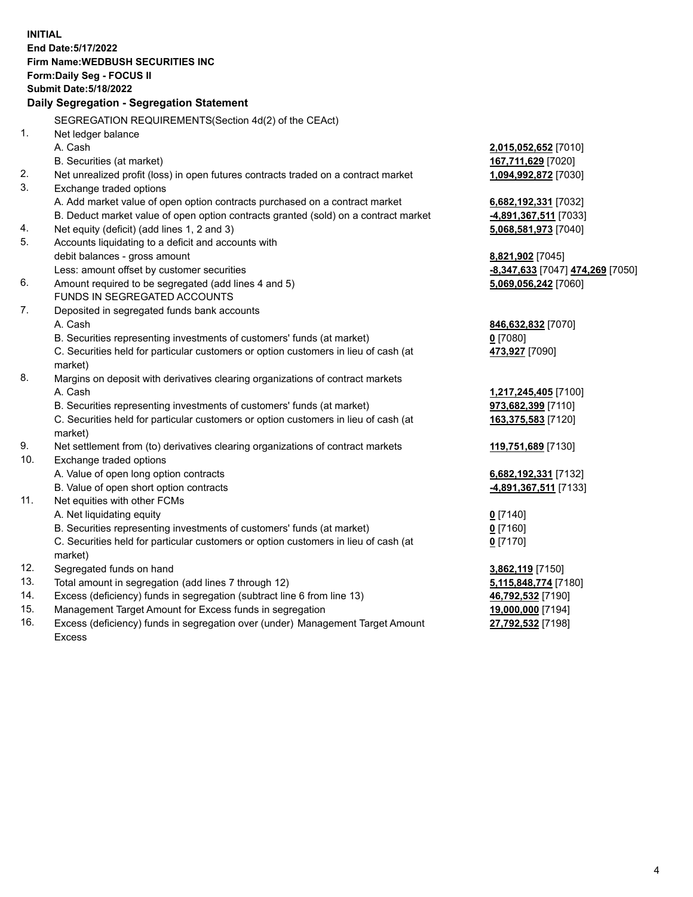**INITIAL**
**End Date:5/17/2022**
**Firm Name:WEDBUSH SECURITIES INC**
**Form:Daily Seg - FOCUS II**
**Submit Date:5/18/2022**

**Daily Segregation - Segregation Statement**

SEGREGATION REQUIREMENTS(Section 4d(2) of the CEAct)

| | | |
|---|---|---|
| 1. | Net ledger balance | |
| | A. Cash | **2,015,052,652** [7010] |
| | B. Securities (at market) | **167,711,629** [7020] |
| 2. | Net unrealized profit (loss) in open futures contracts traded on a contract market | **1,094,992,872** [7030] |
| 3. | Exchange traded options | |
| | A. Add market value of open option contracts purchased on a contract market | **6,682,192,331** [7032] |
| | B. Deduct market value of open option contracts granted (sold) on a contract market | **-4,891,367,511** [7033] |
| 4. | Net equity (deficit) (add lines 1, 2 and 3) | **5,068,581,973** [7040] |
| 5. | Accounts liquidating to a deficit and accounts with debit balances - gross amount | **8,821,902** [7045] |
| | Less: amount offset by customer securities | **-8,347,633** [7047] **474,269** [7050] |
| 6. | Amount required to be segregated (add lines 4 and 5) | **5,069,056,242** [7060] |
| | FUNDS IN SEGREGATED ACCOUNTS | |
| 7. | Deposited in segregated funds bank accounts | |
| | A. Cash | **846,632,832** [7070] |
| | B. Securities representing investments of customers' funds (at market) | **0** [7080] |
| | C. Securities held for particular customers or option customers in lieu of cash (at market) | **473,927** [7090] |
| 8. | Margins on deposit with derivatives clearing organizations of contract markets | |
| | A. Cash | **1,217,245,405** [7100] |
| | B. Securities representing investments of customers' funds (at market) | **973,682,399** [7110] |
| | C. Securities held for particular customers or option customers in lieu of cash (at market) | **163,375,583** [7120] |
| 9. | Net settlement from (to) derivatives clearing organizations of contract markets | **119,751,689** [7130] |
| 10. | Exchange traded options | |
| | A. Value of open long option contracts | **6,682,192,331** [7132] |
| | B. Value of open short option contracts | **-4,891,367,511** [7133] |
| 11. | Net equities with other FCMs | |
| | A. Net liquidating equity | **0** [7140] |
| | B. Securities representing investments of customers' funds (at market) | **0** [7160] |
| | C. Securities held for particular customers or option customers in lieu of cash (at market) | **0** [7170] |
| 12. | Segregated funds on hand | **3,862,119** [7150] |
| 13. | Total amount in segregation (add lines 7 through 12) | **5,115,848,774** [7180] |
| 14. | Excess (deficiency) funds in segregation (subtract line 6 from line 13) | **46,792,532** [7190] |
| 15. | Management Target Amount for Excess funds in segregation | **19,000,000** [7194] |
| 16. | Excess (deficiency) funds in segregation over (under) Management Target Amount Excess | **27,792,532** [7198] |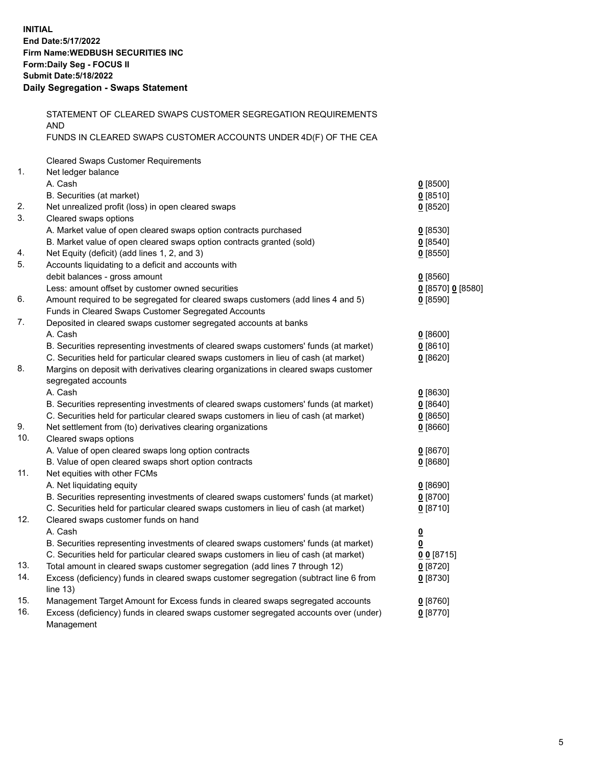**INITIAL**
**End Date:5/17/2022**
**Firm Name:WEDBUSH SECURITIES INC**
**Form:Daily Seg - FOCUS II**
**Submit Date:5/18/2022**
**Daily Segregation - Swaps Statement**

STATEMENT OF CLEARED SWAPS CUSTOMER SEGREGATION REQUIREMENTS AND FUNDS IN CLEARED SWAPS CUSTOMER ACCOUNTS UNDER 4D(F) OF THE CEA

| | | |
|---|---|---|
| | Cleared Swaps Customer Requirements | |
| 1. | Net ledger balance | |
| | A. Cash | 0 [8500] |
| | B. Securities (at market) | 0 [8510] |
| 2. | Net unrealized profit (loss) in open cleared swaps | 0 [8520] |
| 3. | Cleared swaps options | |
| | A. Market value of open cleared swaps option contracts purchased | 0 [8530] |
| | B. Market value of open cleared swaps option contracts granted (sold) | 0 [8540] |
| 4. | Net Equity (deficit) (add lines 1, 2, and 3) | 0 [8550] |
| 5. | Accounts liquidating to a deficit and accounts with | |
| | debit balances - gross amount | 0 [8560] |
| | Less: amount offset by customer owned securities | 0 [8570] 0 [8580] |
| 6. | Amount required to be segregated for cleared swaps customers (add lines 4 and 5) | 0 [8590] |
| | Funds in Cleared Swaps Customer Segregated Accounts | |
| 7. | Deposited in cleared swaps customer segregated accounts at banks | |
| | A. Cash | 0 [8600] |
| | B. Securities representing investments of cleared swaps customers' funds (at market) | 0 [8610] |
| | C. Securities held for particular cleared swaps customers in lieu of cash (at market) | 0 [8620] |
| 8. | Margins on deposit with derivatives clearing organizations in cleared swaps customer segregated accounts | |
| | A. Cash | 0 [8630] |
| | B. Securities representing investments of cleared swaps customers' funds (at market) | 0 [8640] |
| | C. Securities held for particular cleared swaps customers in lieu of cash (at market) | 0 [8650] |
| 9. | Net settlement from (to) derivatives clearing organizations | 0 [8660] |
| 10. | Cleared swaps options | |
| | A. Value of open cleared swaps long option contracts | 0 [8670] |
| | B. Value of open cleared swaps short option contracts | 0 [8680] |
| 11. | Net equities with other FCMs | |
| | A. Net liquidating equity | 0 [8690] |
| | B. Securities representing investments of cleared swaps customers' funds (at market) | 0 [8700] |
| | C. Securities held for particular cleared swaps customers in lieu of cash (at market) | 0 [8710] |
| 12. | Cleared swaps customer funds on hand | |
| | A. Cash | 0 |
| | B. Securities representing investments of cleared swaps customers' funds (at market) | 0 |
| | C. Securities held for particular cleared swaps customers in lieu of cash (at market) | 0 0 [8715] |
| 13. | Total amount in cleared swaps customer segregation (add lines 7 through 12) | 0 [8720] |
| 14. | Excess (deficiency) funds in cleared swaps customer segregation (subtract line 6 from line 13) | 0 [8730] |
| 15. | Management Target Amount for Excess funds in cleared swaps segregated accounts | 0 [8760] |
| 16. | Excess (deficiency) funds in cleared swaps customer segregated accounts over (under) Management | 0 [8770] |